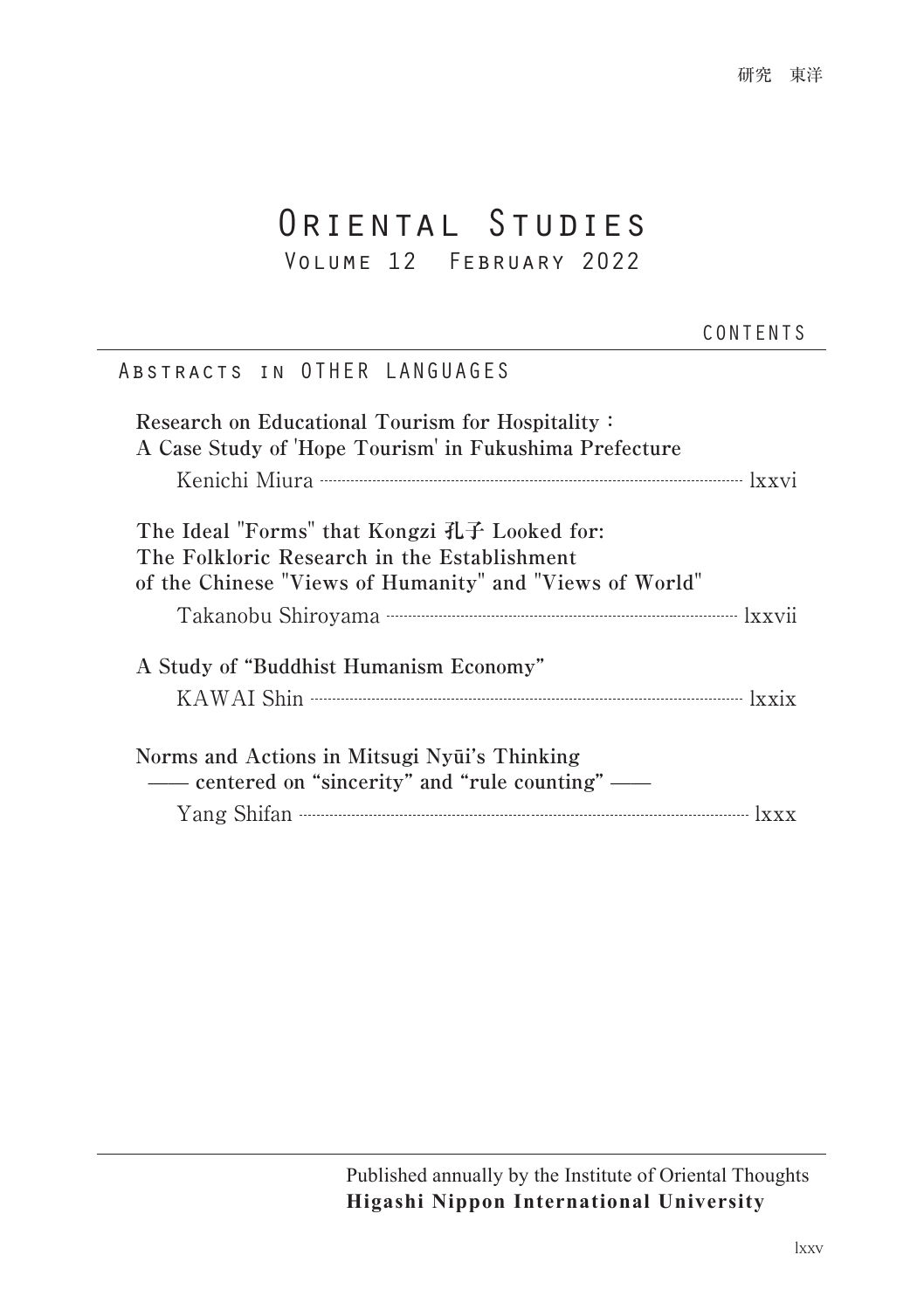研究　東洋

# Oriental Studies

## Volume 12　February 2022

CONTENTS

### Abstracts in OTHER LANGUAGES

**Research on Educational Tourism for Hospitality：**
**A Case Study of 'Hope Tourism' in Fukushima Prefecture**

Kenichi Miura ······························ lxxvi

**The Ideal "Forms" that Kongzi 孔子 Looked for:**
**The Folkloric Research in the Establishment**
**of the Chinese "Views of Humanity" and "Views of World"**

Takanobu Shiroyama ······························ lxxvii

**A Study of "Buddhist Humanism Economy"**

KAWAI Shin ······························ lxxix

**Norms and Actions in Mitsugi Nyūi's Thinking**
**—— centered on "sincerity" and "rule counting" ——**

Yang Shifan ······························ lxxx

Published annually by the Institute of Oriental Thoughts
**Higashi Nippon International University**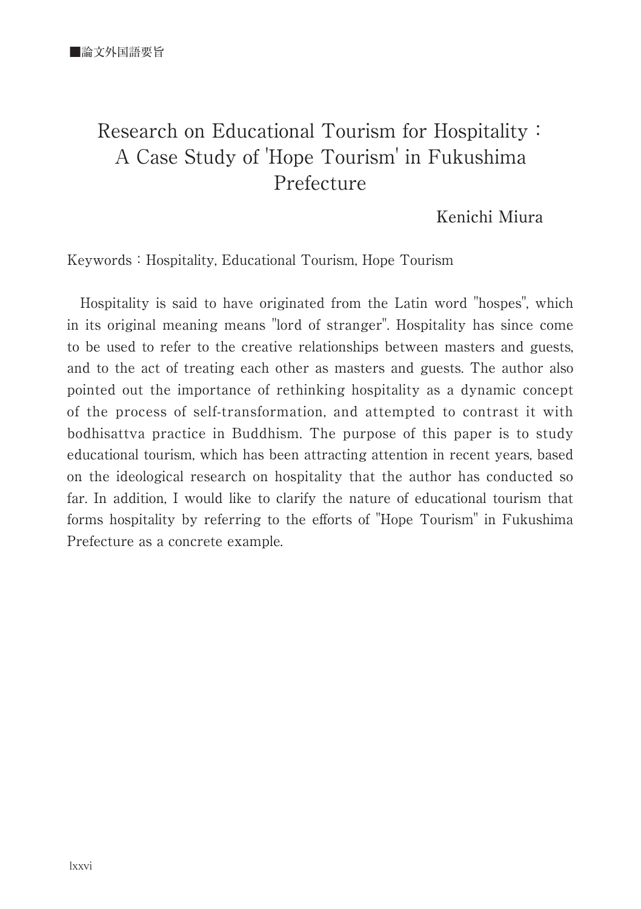■論文外国語要旨

# Research on Educational Tourism for Hospitality : A Case Study of 'Hope Tourism' in Fukushima Prefecture

Kenichi Miura

Keywords : Hospitality, Educational Tourism, Hope Tourism

Hospitality is said to have originated from the Latin word "hospes", which in its original meaning means "lord of stranger". Hospitality has since come to be used to refer to the creative relationships between masters and guests, and to the act of treating each other as masters and guests. The author also pointed out the importance of rethinking hospitality as a dynamic concept of the process of self-transformation, and attempted to contrast it with bodhisattva practice in Buddhism. The purpose of this paper is to study educational tourism, which has been attracting attention in recent years, based on the ideological research on hospitality that the author has conducted so far. In addition, I would like to clarify the nature of educational tourism that forms hospitality by referring to the efforts of "Hope Tourism" in Fukushima Prefecture as a concrete example.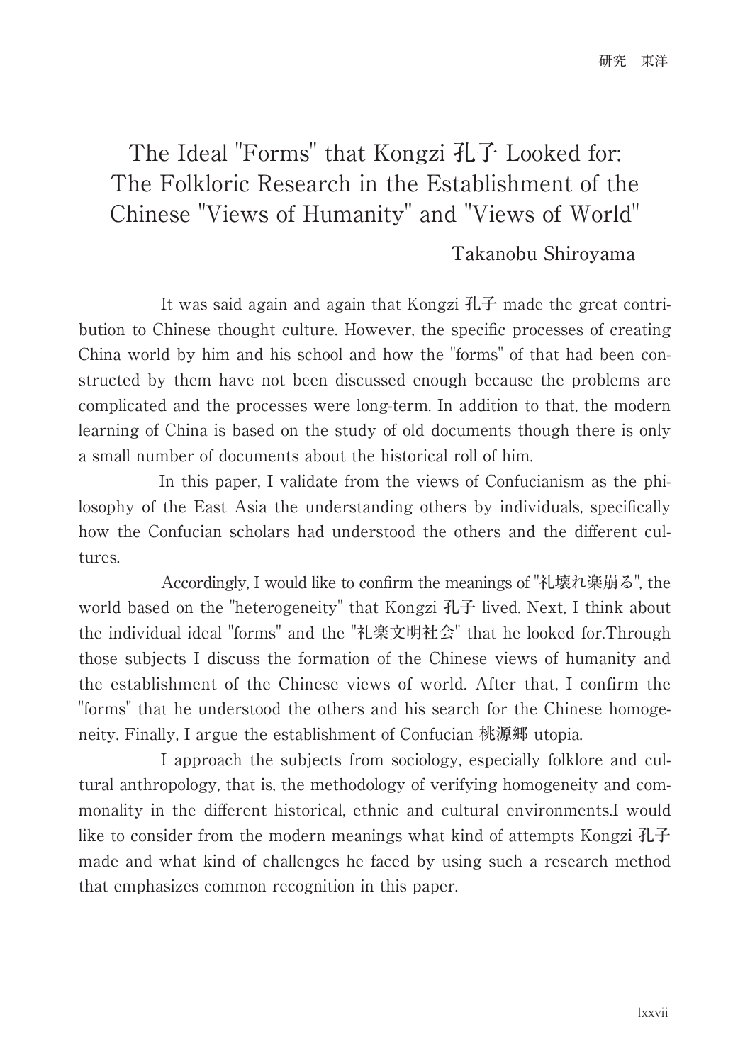# The Ideal "Forms" that Kongzi 孔子 Looked for: The Folkloric Research in the Establishment of the Chinese "Views of Humanity" and "Views of World"

Takanobu Shiroyama

It was said again and again that Kongzi 孔子 made the great contribution to Chinese thought culture. However, the specific processes of creating China world by him and his school and how the "forms" of that had been constructed by them have not been discussed enough because the problems are complicated and the processes were long-term. In addition to that, the modern learning of China is based on the study of old documents though there is only a small number of documents about the historical roll of him.

In this paper, I validate from the views of Confucianism as the philosophy of the East Asia the understanding others by individuals, specifically how the Confucian scholars had understood the others and the different cultures.

Accordingly, I would like to confirm the meanings of "礼壊れ楽崩る", the world based on the "heterogeneity" that Kongzi 孔子 lived. Next, I think about the individual ideal "forms" and the "礼楽文明社会" that he looked for.Through those subjects I discuss the formation of the Chinese views of humanity and the establishment of the Chinese views of world. After that, I confirm the "forms" that he understood the others and his search for the Chinese homogeneity. Finally, I argue the establishment of Confucian 桃源郷 utopia.

I approach the subjects from sociology, especially folklore and cultural anthropology, that is, the methodology of verifying homogeneity and commonality in the different historical, ethnic and cultural environments.I would like to consider from the modern meanings what kind of attempts Kongzi 孔子 made and what kind of challenges he faced by using such a research method that emphasizes common recognition in this paper.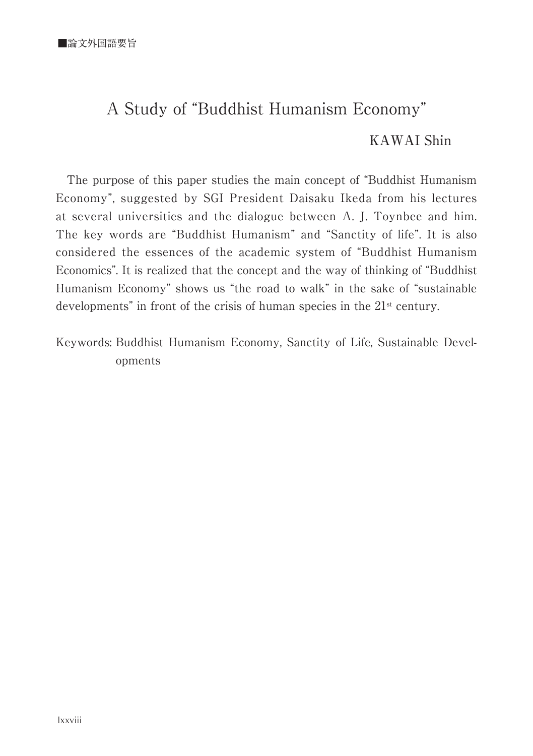■論文外国語要旨

# A Study of "Buddhist Humanism Economy"

KAWAI Shin

The purpose of this paper studies the main concept of "Buddhist Humanism Economy", suggested by SGI President Daisaku Ikeda from his lectures at several universities and the dialogue between A. J. Toynbee and him. The key words are "Buddhist Humanism" and "Sanctity of life". It is also considered the essences of the academic system of "Buddhist Humanism Economics". It is realized that the concept and the way of thinking of "Buddhist Humanism Economy" shows us "the road to walk" in the sake of "sustainable developments" in front of the crisis of human species in the 21st century.

Keywords: Buddhist Humanism Economy, Sanctity of Life, Sustainable Developments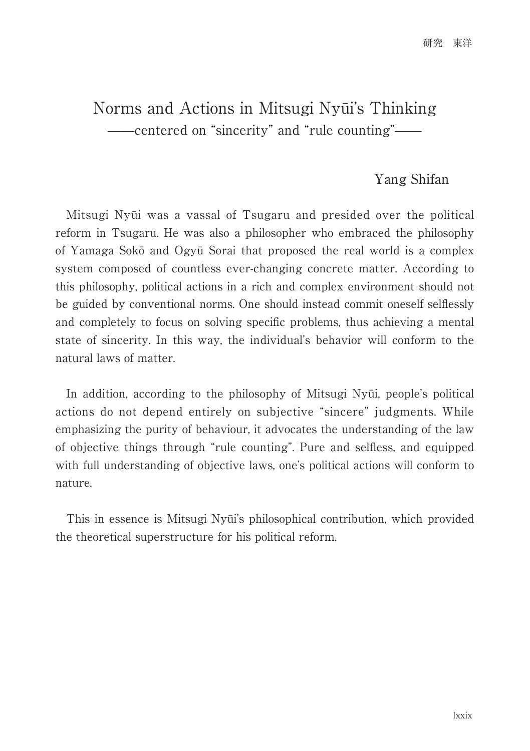# Norms and Actions in Mitsugi Nyūi's Thinking

## ——centered on "sincerity" and "rule counting"——

Yang Shifan

Mitsugi Nyūi was a vassal of Tsugaru and presided over the political reform in Tsugaru. He was also a philosopher who embraced the philosophy of Yamaga Sokō and Ogyū Sorai that proposed the real world is a complex system composed of countless ever-changing concrete matter. According to this philosophy, political actions in a rich and complex environment should not be guided by conventional norms. One should instead commit oneself selflessly and completely to focus on solving specific problems, thus achieving a mental state of sincerity. In this way, the individual's behavior will conform to the natural laws of matter.

In addition, according to the philosophy of Mitsugi Nyūi, people's political actions do not depend entirely on subjective "sincere" judgments. While emphasizing the purity of behaviour, it advocates the understanding of the law of objective things through "rule counting". Pure and selfless, and equipped with full understanding of objective laws, one's political actions will conform to nature.

This in essence is Mitsugi Nyūi's philosophical contribution, which provided the theoretical superstructure for his political reform.